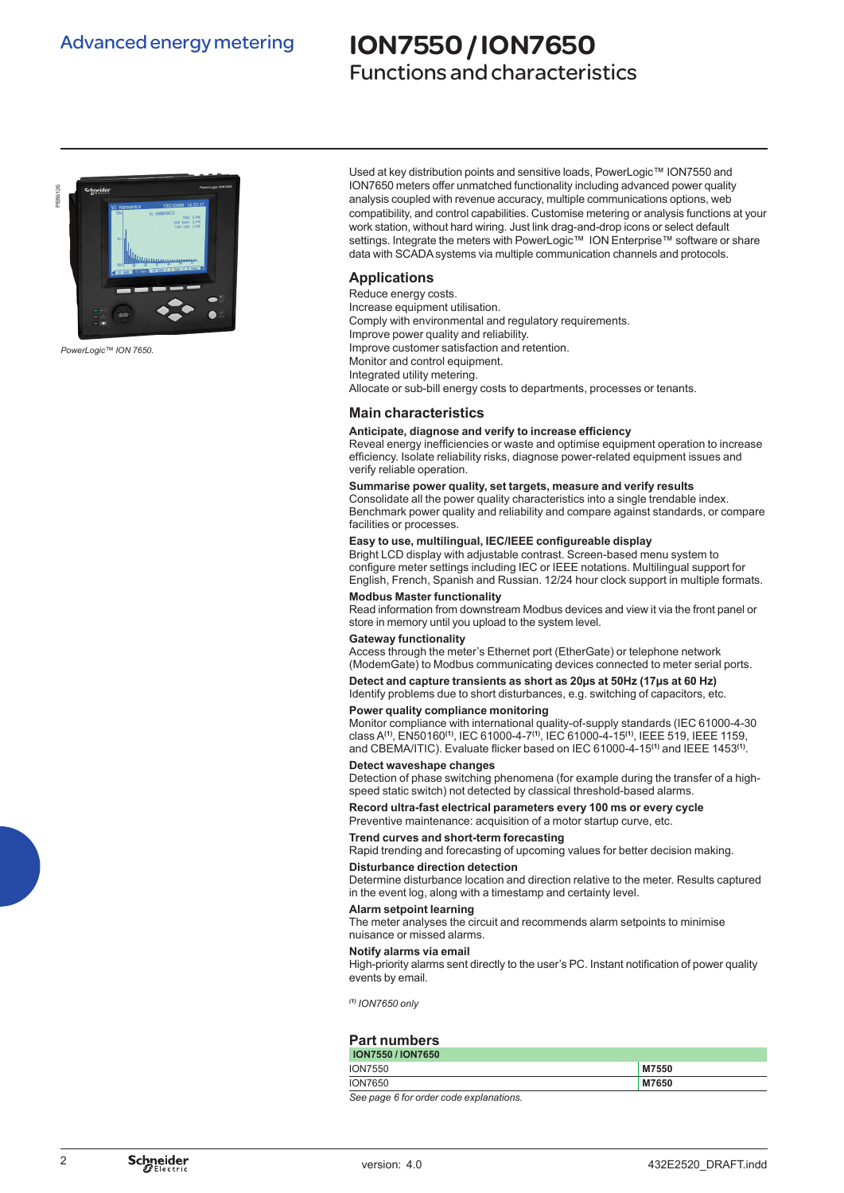# Advanced energy metering

# ION7550 / ION7650
## Functions and characteristics

PowerLogic™ ION 7650.

Used at key distribution points and sensitive loads, PowerLogic™ ION7550 and ION7650 meters offer unmatched functionality including advanced power quality analysis coupled with revenue accuracy, multiple communications options, web compatibility, and control capabilities. Customise metering or analysis functions at your work station, without hard wiring. Just link drag-and-drop icons or select default settings. Integrate the meters with PowerLogic™ ION Enterprise™ software or share data with SCADA systems via multiple communication channels and protocols.

### Applications

Reduce energy costs.
Increase equipment utilisation.
Comply with environmental and regulatory requirements.
Improve power quality and reliability.
Improve customer satisfaction and retention.
Monitor and control equipment.
Integrated utility metering.
Allocate or sub-bill energy costs to departments, processes or tenants.

### Main characteristics

**Anticipate, diagnose and verify to increase efficiency**
Reveal energy inefficiencies or waste and optimise equipment operation to increase efficiency. Isolate reliability risks, diagnose power-related equipment issues and verify reliable operation.

**Summarise power quality, set targets, measure and verify results**
Consolidate all the power quality characteristics into a single trendable index. Benchmark power quality and reliability and compare against standards, or compare facilities or processes.

**Easy to use, multilingual, IEC/IEEE configureable display**
Bright LCD display with adjustable contrast. Screen-based menu system to configure meter settings including IEC or IEEE notations. Multilingual support for English, French, Spanish and Russian. 12/24 hour clock support in multiple formats.

**Modbus Master functionality**
Read information from downstream Modbus devices and view it via the front panel or store in memory until you upload to the system level.

**Gateway functionality**
Access through the meter's Ethernet port (EtherGate) or telephone network (ModemGate) to Modbus communicating devices connected to meter serial ports.

**Detect and capture transients as short as 20µs at 50Hz (17µs at 60 Hz)**
Identify problems due to short disturbances, e.g. switching of capacitors, etc.

**Power quality compliance monitoring**
Monitor compliance with international quality-of-supply standards (IEC 61000-4-30 class A[(1)], EN50160[(1)], IEC 61000-4-7[(1)], IEC 61000-4-15[(1)], IEEE 519, IEEE 1159, and CBEMA/ITIC). Evaluate flicker based on IEC 61000-4-15[(1)] and IEEE 1453[(1)].

**Detect waveshape changes**
Detection of phase switching phenomena (for example during the transfer of a high-speed static switch) not detected by classical threshold-based alarms.

**Record ultra-fast electrical parameters every 100 ms or every cycle**
Preventive maintenance: acquisition of a motor startup curve, etc.

**Trend curves and short-term forecasting**
Rapid trending and forecasting of upcoming values for better decision making.

**Disturbance direction detection**
Determine disturbance location and direction relative to the meter. Results captured in the event log, along with a timestamp and certainty level.

**Alarm setpoint learning**
The meter analyses the circuit and recommends alarm setpoints to minimise nuisance or missed alarms.

**Notify alarms via email**
High-priority alarms sent directly to the user's PC. Instant notification of power quality events by email.

*[(1)] ION7650 only*

### Part numbers

| ION7550 / ION7650 | |
|---|---|
| ION7550 | **M7550** |
| ION7650 | **M7650** |

*See page 6 for order code explanations.*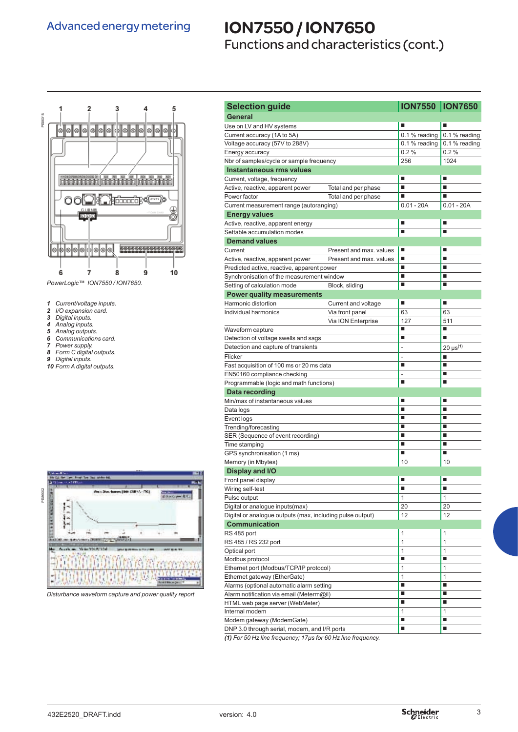# Advanced energy metering

# ION7550 / ION7650

## Functions and characteristics (cont.)

PowerLogic™ ION7550 / ION7650.

1. Current/voltage inputs.
2. I/O expansion card.
3. Digital inputs.
4. Analog inputs.
5. Analog outputs.
6. Communications card.
7. Power supply.
8. Form C digital outputs.
9. Digital inputs.
10. Form A digital outputs.

Disturbance waveform capture and power quality report

| Selection guide | | ION7550 | ION7650 |
|---|---|---|---|
| **General** | | | |
| Use on LV and HV systems | | ■ | ■ |
| Current accuracy (1A to 5A) | | 0.1 % reading | 0.1 % reading |
| Voltage accuracy (57V to 288V) | | 0.1 % reading | 0.1 % reading |
| Energy accuracy | | 0.2 % | 0.2 % |
| Nbr of samples/cycle or sample frequency | | 256 | 1024 |
| **Instantaneous rms values** | | | |
| Current, voltage, frequency | | ■ | ■ |
| Active, reactive, apparent power | Total and per phase | ■ | ■ |
| Power factor | Total and per phase | ■ | ■ |
| Current measurement range (autoranging) | | 0.01 - 20A | 0.01 - 20A |
| **Energy values** | | | |
| Active, reactive, apparent energy | | ■ | ■ |
| Settable accumulation modes | | ■ | ■ |
| **Demand values** | | | |
| Current | Present and max. values | ■ | ■ |
| Active, reactive, apparent power | Present and max. values | ■ | ■ |
| Predicted active, reactive, apparent power | | ■ | ■ |
| Synchronisation of the measurement window | | ■ | ■ |
| Setting of calculation mode | Block, sliding | ■ | ■ |
| **Power quality measurements** | | | |
| Harmonic distortion | Current and voltage | ■ | ■ |
| Individual harmonics | Via front panel | 63 | 63 |
| | Via ION Enterprise | 127 | 511 |
| Waveform capture | | ■ | ■ |
| Detection of voltage swells and sags | | ■ | ■ |
| Detection and capture of transients | | - | 20 μs (1) |
| Flicker | | - | ■ |
| Fast acquisition of 100 ms or 20 ms data | | ■ | ■ |
| EN50160 compliance checking | | - | ■ |
| Programmable (logic and math functions) | | ■ | ■ |
| **Data recording** | | | |
| Min/max of instantaneous values | | ■ | ■ |
| Data logs | | ■ | ■ |
| Event logs | | ■ | ■ |
| Trending/forecasting | | ■ | ■ |
| SER (Sequence of event recording) | | ■ | ■ |
| Time stamping | | ■ | ■ |
| GPS synchronisation (1 ms) | | ■ | ■ |
| Memory (in Mbytes) | | 10 | 10 |
| **Display and I/O** | | | |
| Front panel display | | ■ | ■ |
| Wiring self-test | | ■ | ■ |
| Pulse output | | 1 | 1 |
| Digital or analogue inputs(max) | | 20 | 20 |
| Digital or analogue outputs (max, including pulse output) | | 12 | 12 |
| **Communication** | | | |
| RS 485 port | | 1 | 1 |
| RS 485 / RS 232 port | | 1 | 1 |
| Optical port | | 1 | 1 |
| Modbus protocol | | ■ | ■ |
| Ethernet port (Modbus/TCP/IP protocol) | | 1 | 1 |
| Ethernet gateway (EtherGate) | | 1 | 1 |
| Alarms (optional automatic alarm setting | | ■ | ■ |
| Alarm notification via email (Meterm@il) | | ■ | ■ |
| HTML web page server (WebMeter) | | ■ | ■ |
| Internal modem | | 1 | 1 |
| Modem gateway (ModemGate) | | ■ | ■ |
| DNP 3.0 through serial, modem, and I/R ports | | ■ | ■ |

*(1) For 50 Hz line frequency; 17μs for 60 Hz line frequency.*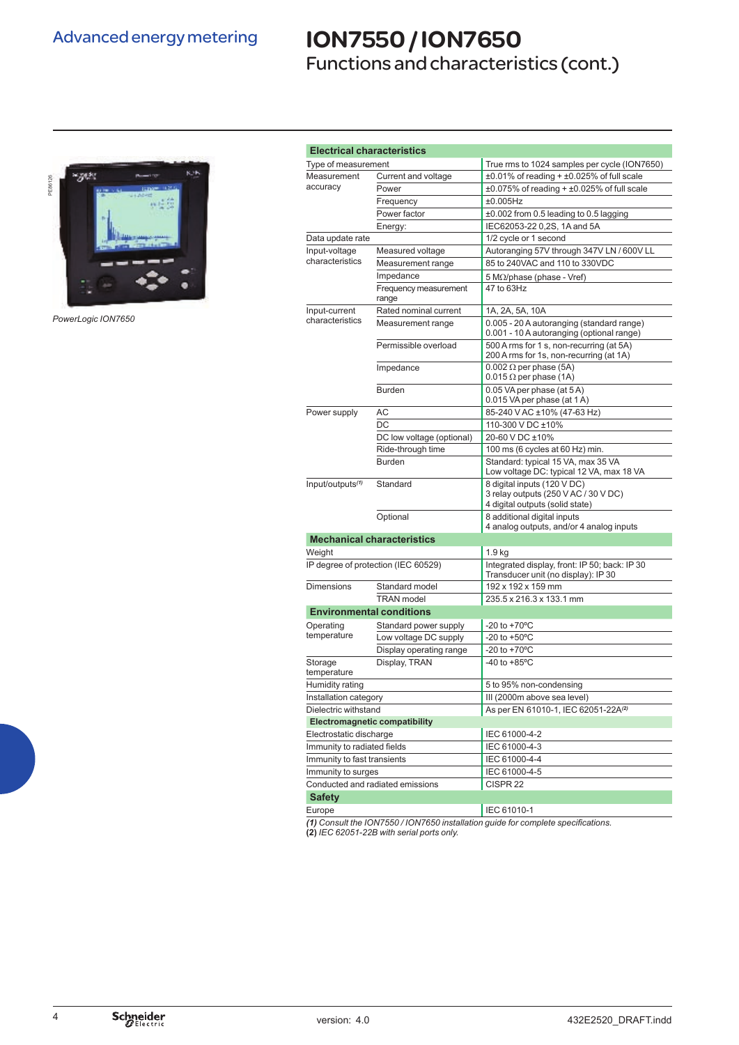# Advanced energy metering

# ION7550 / ION7650

## Functions and characteristics (cont.)

PowerLogic ION7650

| Electrical characteristics | | |
|---|---|---|
| Type of measurement | | True rms to 1024 samples per cycle (ION7650) |
| Measurement accuracy | Current and voltage | ±0.01% of reading + ±0.025% of full scale |
| | Power | ±0.075% of reading + ±0.025% of full scale |
| | Frequency | ±0.005Hz |
| | Power factor | ±0.002 from 0.5 leading to 0.5 lagging |
| | Energy: | IEC62053-22 0,2S, 1A and 5A |
| Data update rate | | 1/2 cycle or 1 second |
| Input-voltage characteristics | Measured voltage | Autoranging 57V through 347V LN / 600V LL |
| | Measurement range | 85 to 240VAC and 110 to 330VDC |
| | Impedance | 5 MΩ/phase (phase - Vref) |
| | Frequency measurement range | 47 to 63Hz |
| Input-current characteristics | Rated nominal current | 1A, 2A, 5A, 10A |
| | Measurement range | 0.005 - 20 A autoranging (standard range)<br>0.001 - 10 A autoranging (optional range) |
| | Permissible overload | 500 A rms for 1 s, non-recurring (at 5A)<br>200 A rms for 1s, non-recurring (at 1A) |
| | Impedance | 0.002 Ω per phase (5A)<br>0.015 Ω per phase (1A) |
| | Burden | 0.05 VA per phase (at 5 A)<br>0.015 VA per phase (at 1 A) |
| Power supply | AC | 85-240 V AC ±10% (47-63 Hz) |
| | DC | 110-300 V DC ±10% |
| | DC low voltage (optional) | 20-60 V DC ±10% |
| | Ride-through time | 100 ms (6 cycles at 60 Hz) min. |
| | Burden | Standard: typical 15 VA, max 35 VA<br>Low voltage DC: typical 12 VA, max 18 VA |
| Input/outputs(1) | Standard | 8 digital inputs (120 V DC)<br>3 relay outputs (250 V AC / 30 V DC)<br>4 digital outputs (solid state) |
| | Optional | 8 additional digital inputs<br>4 analog outputs, and/or 4 analog inputs |
| **Mechanical characteristics** | | |
| Weight | | 1.9 kg |
| IP degree of protection (IEC 60529) | | Integrated display, front: IP 50; back: IP 30<br>Transducer unit (no display): IP 30 |
| Dimensions | Standard model | 192 x 192 x 159 mm |
| | TRAN model | 235.5 x 216.3 x 133.1 mm |
| **Environmental conditions** | | |
| Operating temperature | Standard power supply | -20 to +70ºC |
| | Low voltage DC supply | -20 to +50ºC |
| | Display operating range | -20 to +70ºC |
| Storage temperature | Display, TRAN | -40 to +85ºC |
| Humidity rating | | 5 to 95% non-condensing |
| Installation category | | III (2000m above sea level) |
| Dielectric withstand | | As per EN 61010-1, IEC 62051-22A(2) |
| **Electromagnetic compatibility** | | |
| Electrostatic discharge | | IEC 61000-4-2 |
| Immunity to radiated fields | | IEC 61000-4-3 |
| Immunity to fast transients | | IEC 61000-4-4 |
| Immunity to surges | | IEC 61000-4-5 |
| Conducted and radiated emissions | | CISPR 22 |
| **Safety** | | |
| Europe | | IEC 61010-1 |

**(1)** *Consult the ION7550 / ION7650 installation guide for complete specifications.*
**(2)** *IEC 62051-22B with serial ports only.*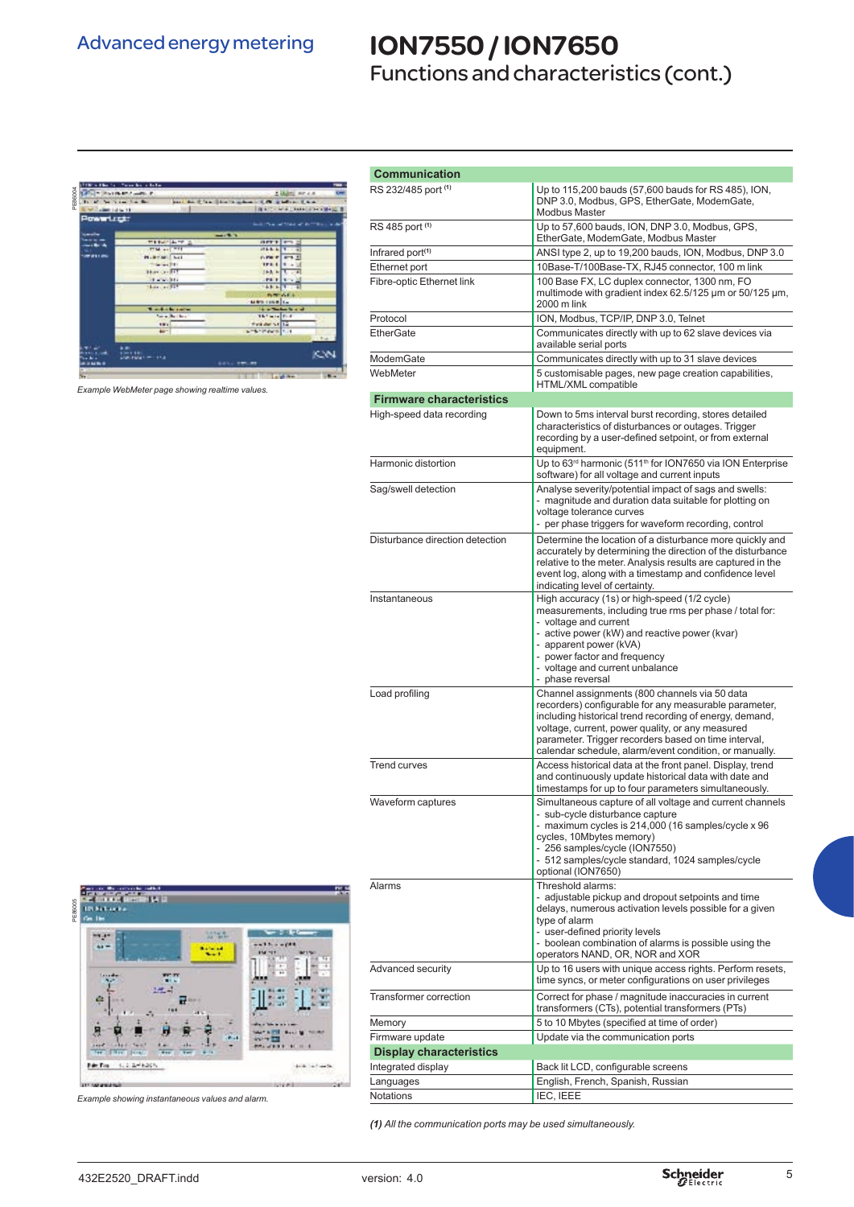# Advanced energy metering

# ION7550 / ION7650

## Functions and characteristics (cont.)

*Example WebMeter page showing realtime values.*

*Example showing instantaneous values and alarm.*

| Communication | |
|---|---|
| RS 232/485 port (1) | Up to 115,200 bauds (57,600 bauds for RS 485), ION, DNP 3.0, Modbus, GPS, EtherGate, ModemGate, Modbus Master |
| RS 485 port (1) | Up to 57,600 bauds, ION, DNP 3.0, Modbus, GPS, EtherGate, ModemGate, Modbus Master |
| Infrared port(1) | ANSI type 2, up to 19,200 bauds, ION, Modbus, DNP 3.0 |
| Ethernet port | 10Base-T/100Base-TX, RJ45 connector, 100 m link |
| Fibre-optic Ethernet link | 100 Base FX, LC duplex connector, 1300 nm, FO multimode with gradient index 62.5/125 µm or 50/125 µm, 2000 m link |
| Protocol | ION, Modbus, TCP/IP, DNP 3.0, Telnet |
| EtherGate | Communicates directly with up to 62 slave devices via available serial ports |
| ModemGate | Communicates directly with up to 31 slave devices |
| WebMeter | 5 customisable pages, new page creation capabilities, HTML/XML compatible |
| **Firmware characteristics** | |
| High-speed data recording | Down to 5ms interval burst recording, stores detailed characteristics of disturbances or outages. Trigger recording by a user-defined setpoint, or from external equipment. |
| Harmonic distortion | Up to 63rd harmonic (511th for ION7650 via ION Enterprise software) for all voltage and current inputs |
| Sag/swell detection | Analyse severity/potential impact of sags and swells:<br>- magnitude and duration data suitable for plotting on voltage tolerance curves<br>- per phase triggers for waveform recording, control |
| Disturbance direction detection | Determine the location of a disturbance more quickly and accurately by determining the direction of the disturbance relative to the meter. Analysis results are captured in the event log, along with a timestamp and confidence level indicating level of certainty. |
| Instantaneous | High accuracy (1s) or high-speed (1/2 cycle) measurements, including true rms per phase / total for:<br>- voltage and current<br>- active power (kW) and reactive power (kvar)<br>- apparent power (kVA)<br>- power factor and frequency<br>- voltage and current unbalance<br>- phase reversal |
| Load profiling | Channel assignments (800 channels via 50 data recorders) configurable for any measurable parameter, including historical trend recording of energy, demand, voltage, current, power quality, or any measured parameter. Trigger recorders based on time interval, calendar schedule, alarm/event condition, or manually. |
| Trend curves | Access historical data at the front panel. Display, trend and continuously update historical data with date and timestamps for up to four parameters simultaneously. |
| Waveform captures | Simultaneous capture of all voltage and current channels<br>- sub-cycle disturbance capture<br>- maximum cycles is 214,000 (16 samples/cycle x 96 cycles, 10Mbytes memory)<br>- 256 samples/cycle (ION7550)<br>- 512 samples/cycle standard, 1024 samples/cycle optional (ION7650) |
| Alarms | Threshold alarms:<br>- adjustable pickup and dropout setpoints and time delays, numerous activation levels possible for a given type of alarm<br>- user-defined priority levels<br>- boolean combination of alarms is possible using the operators NAND, OR, NOR and XOR |
| Advanced security | Up to 16 users with unique access rights. Perform resets, time syncs, or meter configurations on user privileges |
| Transformer correction | Correct for phase / magnitude inaccuracies in current transformers (CTs), potential transformers (PTs) |
| Memory | 5 to 10 Mbytes (specified at time of order) |
| Firmware update | Update via the communication ports |
| **Display characteristics** | |
| Integrated display | Back lit LCD, configurable screens |
| Languages | English, French, Spanish, Russian |
| Notations | IEC, IEEE |

***(1)** All the communication ports may be used simultaneously.*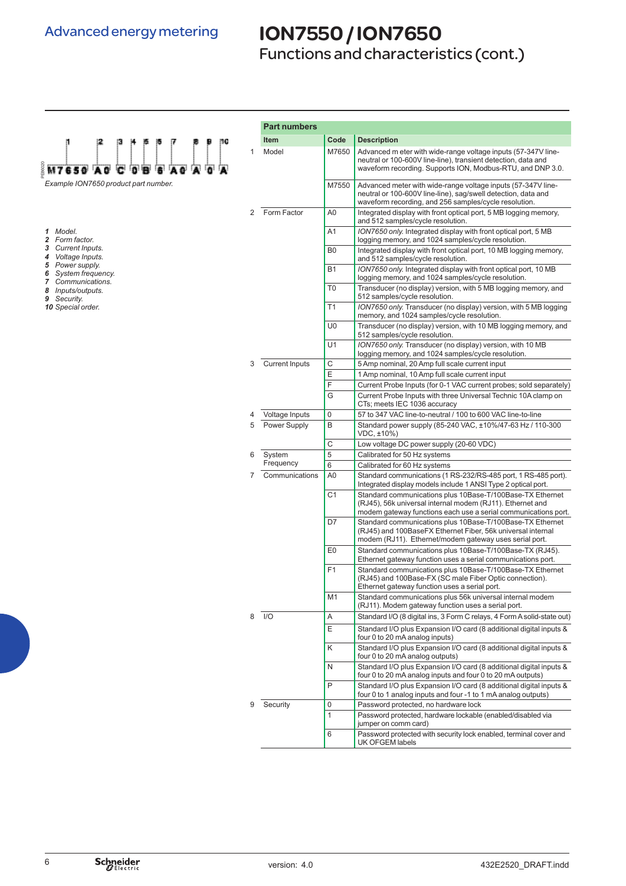Advanced energy metering

# ION7550 / ION7650

## Functions and characteristics (cont.)

M7650 A0 C 0 B 6 A0 A 0 A

*Example ION7650 product part number.*

1. *Model.*
2. *Form factor.*
3. *Current Inputs.*
4. *Voltage Inputs.*
5. *Power supply.*
6. *System frequency.*
7. *Communications.*
8. *Inputs/outputs.*
9. *Security.*
10. *Special order.*

**Part numbers**

| | Item | Code | Description |
|---|---|---|---|
| 1 | Model | M7650 | Advanced m eter with wide-range voltage inputs (57-347V line-neutral or 100-600V line-line), transient detection, data and waveform recording. Supports ION, Modbus-RTU, and DNP 3.0. |
| | | M7550 | Advanced meter with wide-range voltage inputs (57-347V line-neutral or 100-600V line-line), sag/swell detection, data and waveform recording, and 256 samples/cycle resolution. |
| 2 | Form Factor | A0 | Integrated display with front optical port, 5 MB logging memory, and 512 samples/cycle resolution. |
| | | A1 | *ION7650 only.* Integrated display with front optical port, 5 MB logging memory, and 1024 samples/cycle resolution. |
| | | B0 | Integrated display with front optical port, 10 MB logging memory, and 512 samples/cycle resolution. |
| | | B1 | *ION7650 only.* Integrated display with front optical port, 10 MB logging memory, and 1024 samples/cycle resolution. |
| | | T0 | Transducer (no display) version, with 5 MB logging memory, and 512 samples/cycle resolution. |
| | | T1 | *ION7650 only.* Transducer (no display) version, with 5 MB logging memory, and 1024 samples/cycle resolution. |
| | | U0 | Transducer (no display) version, with 10 MB logging memory, and 512 samples/cycle resolution. |
| | | U1 | *ION7650 only.* Transducer (no display) version, with 10 MB logging memory, and 1024 samples/cycle resolution. |
| 3 | Current Inputs | C | 5 Amp nominal, 20 Amp full scale current input |
| | | E | 1 Amp nominal, 10 Amp full scale current input |
| | | F | Current Probe Inputs (for 0-1 VAC current probes; sold separately) |
| | | G | Current Probe Inputs with three Universal Technic 10A clamp on CTs; meets IEC 1036 accuracy |
| 4 | Voltage Inputs | 0 | 57 to 347 VAC line-to-neutral / 100 to 600 VAC line-to-line |
| 5 | Power Supply | B | Standard power supply (85-240 VAC, ±10%/47-63 Hz / 110-300 VDC, ±10%) |
| | | C | Low voltage DC power supply (20-60 VDC) |
| 6 | System Frequency | 5 | Calibrated for 50 Hz systems |
| | | 6 | Calibrated for 60 Hz systems |
| 7 | Communications | A0 | Standard communications (1 RS-232/RS-485 port, 1 RS-485 port). Integrated display models include 1 ANSI Type 2 optical port. |
| | | C1 | Standard communications plus 10Base-T/100Base-TX Ethernet (RJ45), 56k universal internal modem (RJ11). Ethernet and modem gateway functions each use a serial communications port. |
| | | D7 | Standard communications plus 10Base-T/100Base-TX Ethernet (RJ45) and 100BaseFX Ethernet Fiber, 56k universal internal modem (RJ11). Ethernet/modem gateway uses serial port. |
| | | E0 | Standard communications plus 10Base-T/100Base-TX (RJ45). Ethernet gateway function uses a serial communications port. |
| | | F1 | Standard communications plus 10Base-T/100Base-TX Ethernet (RJ45) and 100Base-FX (SC male Fiber Optic connection). Ethernet gateway function uses a serial port. |
| | | M1 | Standard communications plus 56k universal internal modem (RJ11). Modem gateway function uses a serial port. |
| 8 | I/O | A | Standard I/O (8 digital ins, 3 Form C relays, 4 Form A solid-state out) |
| | | E | Standard I/O plus Expansion I/O card (8 additional digital inputs & four 0 to 20 mA analog inputs) |
| | | K | Standard I/O plus Expansion I/O card (8 additional digital inputs & four 0 to 20 mA analog outputs) |
| | | N | Standard I/O plus Expansion I/O card (8 additional digital inputs & four 0 to 20 mA analog inputs and four 0 to 20 mA outputs) |
| | | P | Standard I/O plus Expansion I/O card (8 additional digital inputs & four 0 to 1 analog inputs and four -1 to 1 mA analog outputs) |
| 9 | Security | 0 | Password protected, no hardware lock |
| | | 1 | Password protected, hardware lockable (enabled/disabled via jumper on comm card) |
| | | 6 | Password protected with security lock enabled, terminal cover and UK OFGEM labels |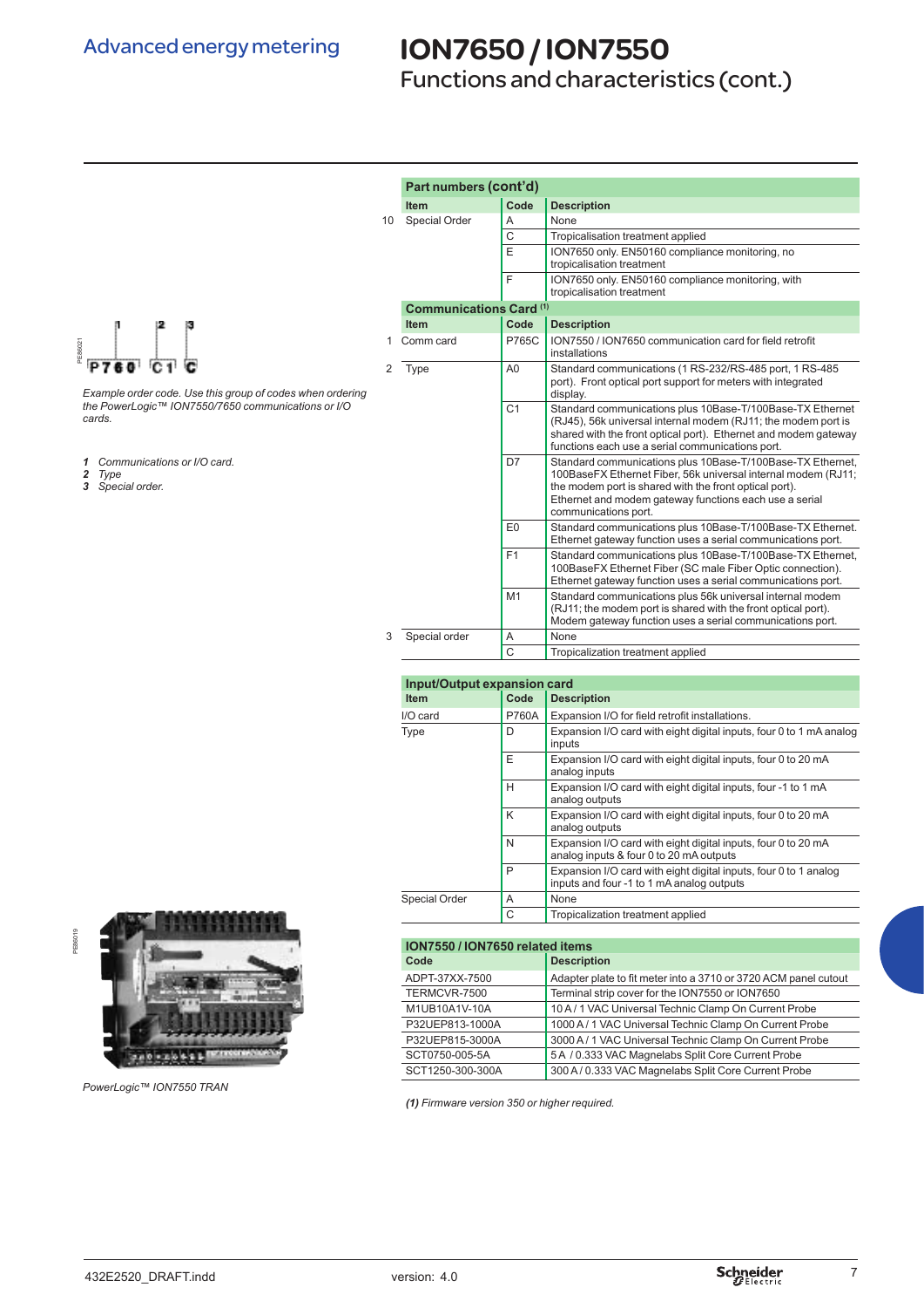## Advanced energy metering

# ION7650 / ION7550

## Functions and characteristics (cont.)

P760 C1 C

*Example order code. Use this group of codes when ordering the PowerLogic™ ION7550/7650 communications or I/O cards.*

***1*** *Communications or I/O card.*
***2*** *Type*
***3*** *Special order.*

*PowerLogic™ ION7550 TRAN*

### Part numbers (cont'd)

| | Item | Code | Description |
|---|---|---|---|
| 10 | Special Order | A | None |
| | | C | Tropicalisation treatment applied |
| | | E | ION7650 only. EN50160 compliance monitoring, no tropicalisation treatment |
| | | F | ION7650 only. EN50160 compliance monitoring, with tropicalisation treatment |

### Communications Card [1]

| | Item | Code | Description |
|---|---|---|---|
| 1 | Comm card | P765C | ION7550 / ION7650 communication card for field retrofit installations |
| 2 | Type | A0 | Standard communications (1 RS-232/RS-485 port, 1 RS-485 port). Front optical port support for meters with integrated display. |
| | | C1 | Standard communications plus 10Base-T/100Base-TX Ethernet (RJ45), 56k universal internal modem (RJ11; the modem port is shared with the front optical port). Ethernet and modem gateway functions each use a serial communications port. |
| | | D7 | Standard communications plus 10Base-T/100Base-TX Ethernet, 100BaseFX Ethernet Fiber, 56k universal internal modem (RJ11; the modem port is shared with the front optical port). Ethernet and modem gateway functions each use a serial communications port. |
| | | E0 | Standard communications plus 10Base-T/100Base-TX Ethernet. Ethernet gateway function uses a serial communications port. |
| | | F1 | Standard communications plus 10Base-T/100Base-TX Ethernet, 100BaseFX Ethernet Fiber (SC male Fiber Optic connection). Ethernet gateway function uses a serial communications port. |
| | | M1 | Standard communications plus 56k universal internal modem (RJ11; the modem port is shared with the front optical port). Modem gateway function uses a serial communications port. |
| 3 | Special order | A | None |
| | | C | Tropicalization treatment applied |

### Input/Output expansion card

| Item | Code | Description |
|---|---|---|
| I/O card | P760A | Expansion I/O for field retrofit installations. |
| Type | D | Expansion I/O card with eight digital inputs, four 0 to 1 mA analog inputs |
| | E | Expansion I/O card with eight digital inputs, four 0 to 20 mA analog inputs |
| | H | Expansion I/O card with eight digital inputs, four -1 to 1 mA analog outputs |
| | K | Expansion I/O card with eight digital inputs, four 0 to 20 mA analog outputs |
| | N | Expansion I/O card with eight digital inputs, four 0 to 20 mA analog inputs & four 0 to 20 mA outputs |
| | P | Expansion I/O card with eight digital inputs, four 0 to 1 analog inputs and four -1 to 1 mA analog outputs |
| Special Order | A | None |
| | C | Tropicalization treatment applied |

### ION7550 / ION7650 related items

| Code | Description |
|---|---|
| ADPT-37XX-7500 | Adapter plate to fit meter into a 3710 or 3720 ACM panel cutout |
| TERMCVR-7500 | Terminal strip cover for the ION7550 or ION7650 |
| M1UB10A1V-10A | 10 A / 1 VAC Universal Technic Clamp On Current Probe |
| P32UEP813-1000A | 1000 A / 1 VAC Universal Technic Clamp On Current Probe |
| P32UEP815-3000A | 3000 A / 1 VAC Universal Technic Clamp On Current Probe |
| SCT0750-005-5A | 5 A / 0.333 VAC Magnelabs Split Core Current Probe |
| SCT1250-300-300A | 300 A / 0.333 VAC Magnelabs Split Core Current Probe |

***(1)*** *Firmware version 350 or higher required.*